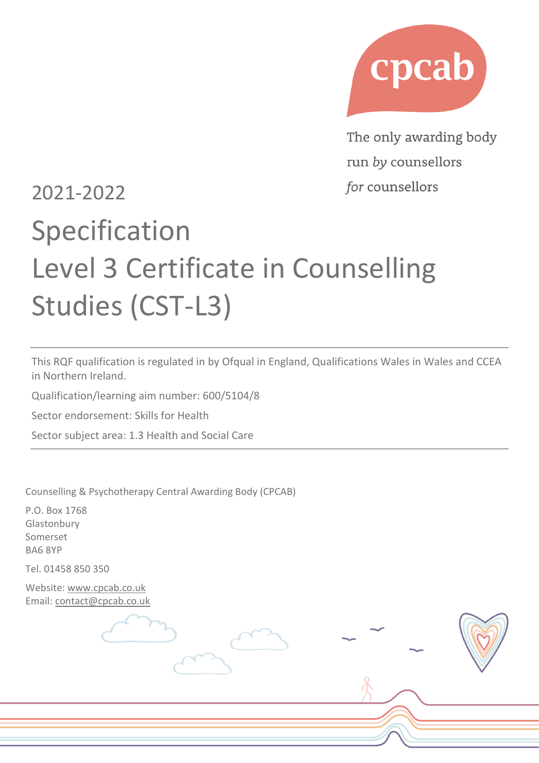cpcab

The only awarding body
run *by* counsellors
*for* counsellors

2021-2022

# Specification
# Level 3 Certificate in Counselling Studies (CST-L3)

---

This RQF qualification is regulated in by Ofqual in England, Qualifications Wales in Wales and CCEA in Northern Ireland.

Qualification/learning aim number: 600/5104/8

Sector endorsement: Skills for Health

Sector subject area: 1.3 Health and Social Care

---

Counselling & Psychotherapy Central Awarding Body (CPCAB)

P.O. Box 1768
Glastonbury
Somerset
BA6 8YP

Tel. 01458 850 350

Website: www.cpcab.co.uk
Email: contact@cpcab.co.uk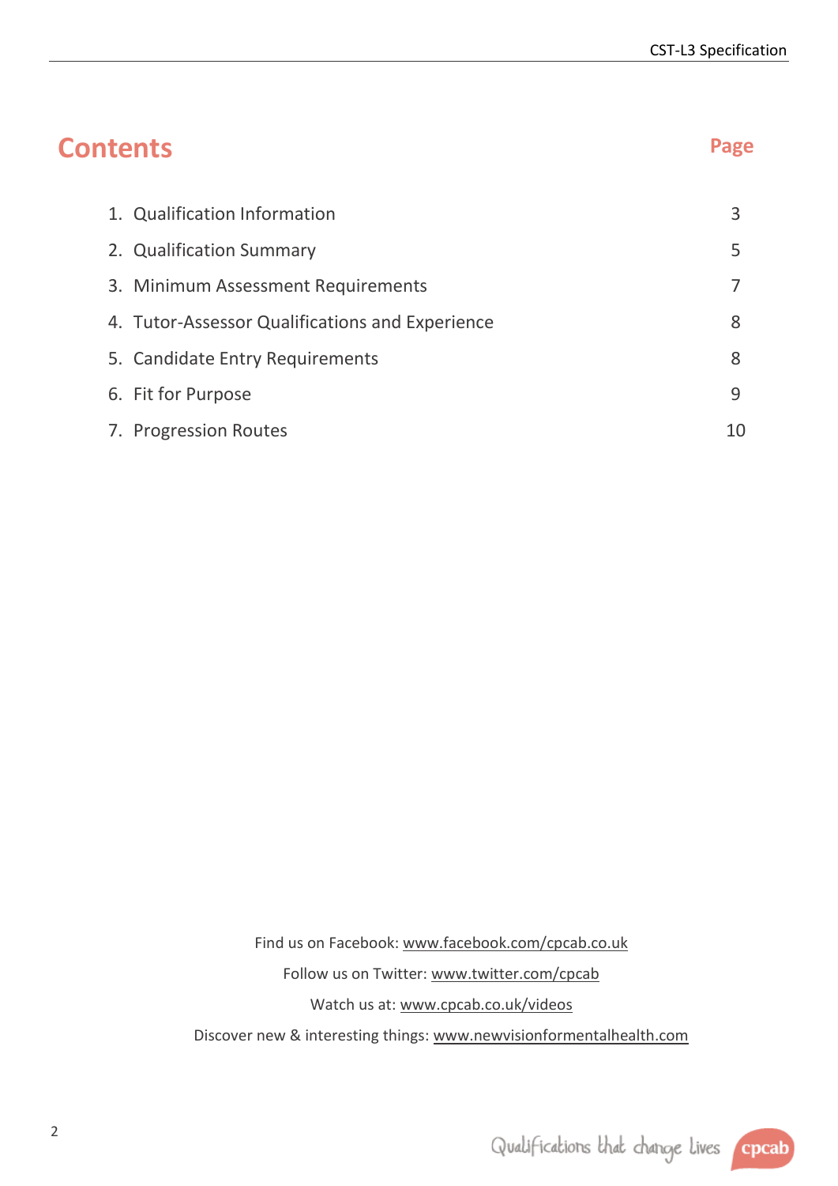# Contents

| | Page |
|---|---|
| 1. Qualification Information | 3 |
| 2. Qualification Summary | 5 |
| 3. Minimum Assessment Requirements | 7 |
| 4. Tutor-Assessor Qualifications and Experience | 8 |
| 5. Candidate Entry Requirements | 8 |
| 6. Fit for Purpose | 9 |
| 7. Progression Routes | 10 |

Find us on Facebook: www.facebook.com/cpcab.co.uk

Follow us on Twitter: www.twitter.com/cpcab

Watch us at: www.cpcab.co.uk/videos

Discover new & interesting things: www.newvisionformentalhealth.com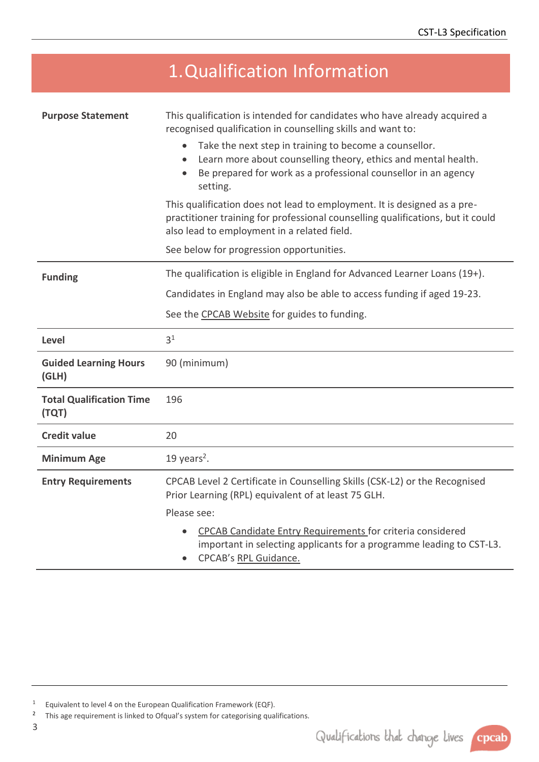# 1. Qualification Information

| | |
|---|---|
| **Purpose Statement** | This qualification is intended for candidates who have already acquired a recognised qualification in counselling skills and want to:<br>• Take the next step in training to become a counsellor.<br>• Learn more about counselling theory, ethics and mental health.<br>• Be prepared for work as a professional counsellor in an agency setting.<br>This qualification does not lead to employment. It is designed as a pre-practitioner training for professional counselling qualifications, but it could also lead to employment in a related field.<br>See below for progression opportunities. |
| **Funding** | The qualification is eligible in England for Advanced Learner Loans (19+).<br>Candidates in England may also be able to access funding if aged 19-23.<br>See the CPCAB Website for guides to funding. |
| **Level** | 3[1] |
| **Guided Learning Hours (GLH)** | 90 (minimum) |
| **Total Qualification Time (TQT)** | 196 |
| **Credit value** | 20 |
| **Minimum Age** | 19 years[2]. |
| **Entry Requirements** | CPCAB Level 2 Certificate in Counselling Skills (CSK-L2) or the Recognised Prior Learning (RPL) equivalent of at least 75 GLH.<br>Please see:<br>• CPCAB Candidate Entry Requirements for criteria considered important in selecting applicants for a programme leading to CST-L3.<br>• CPCAB's RPL Guidance. |

[1] Equivalent to level 4 on the European Qualification Framework (EQF).

[2] This age requirement is linked to Ofqual's system for categorising qualifications.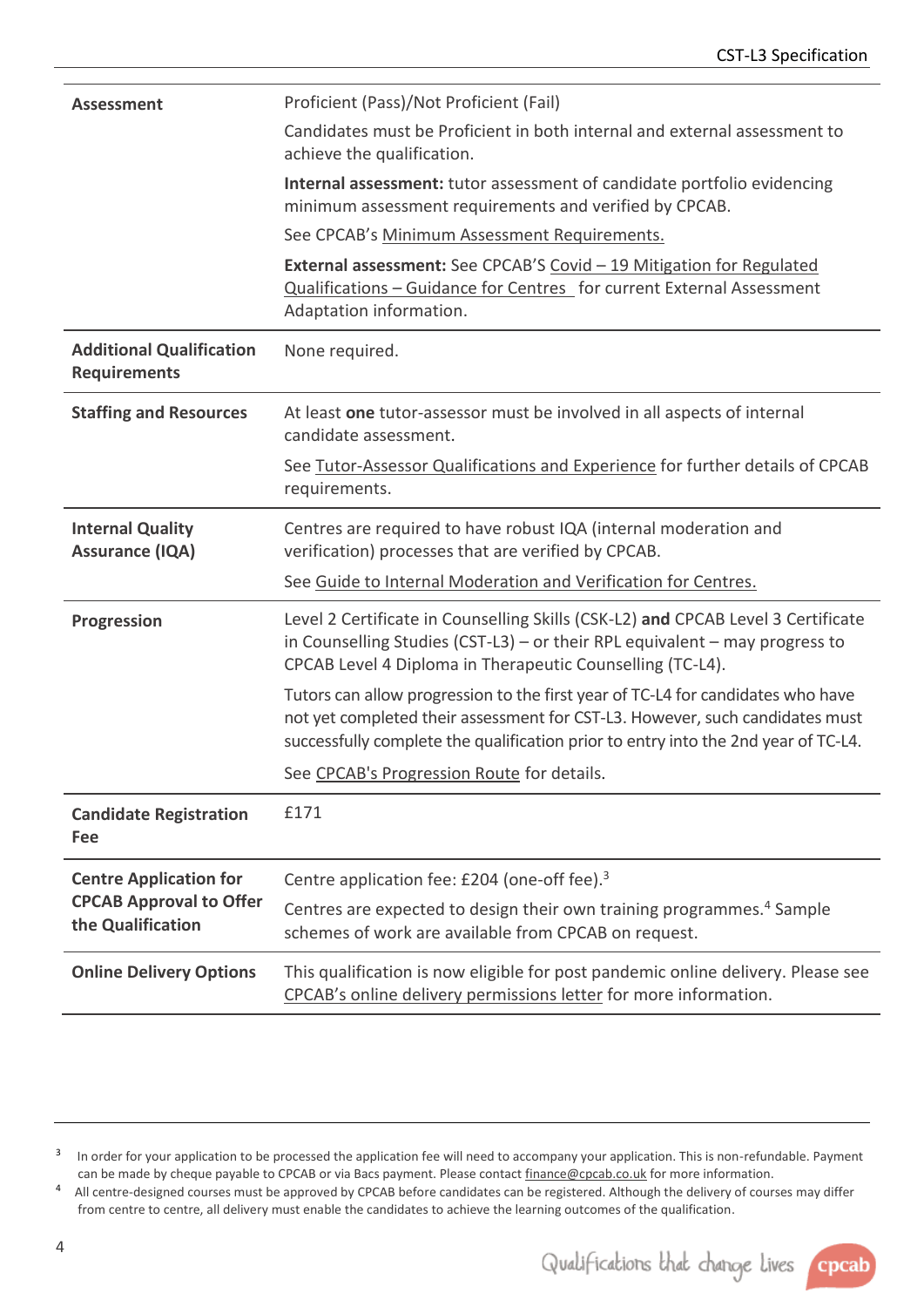| | |
|---|---|
| **Assessment** | Proficient (Pass)/Not Proficient (Fail)<br>Candidates must be Proficient in both internal and external assessment to achieve the qualification.<br>**Internal assessment:** tutor assessment of candidate portfolio evidencing minimum assessment requirements and verified by CPCAB.<br>See CPCAB's Minimum Assessment Requirements.<br>**External assessment:** See CPCAB'S Covid – 19 Mitigation for Regulated Qualifications – Guidance for Centres for current External Assessment Adaptation information. |
| **Additional Qualification Requirements** | None required. |
| **Staffing and Resources** | At least **one** tutor-assessor must be involved in all aspects of internal candidate assessment.<br>See Tutor-Assessor Qualifications and Experience for further details of CPCAB requirements. |
| **Internal Quality Assurance (IQA)** | Centres are required to have robust IQA (internal moderation and verification) processes that are verified by CPCAB.<br>See Guide to Internal Moderation and Verification for Centres. |
| **Progression** | Level 2 Certificate in Counselling Skills (CSK-L2) **and** CPCAB Level 3 Certificate in Counselling Studies (CST-L3) – or their RPL equivalent – may progress to CPCAB Level 4 Diploma in Therapeutic Counselling (TC-L4).<br>Tutors can allow progression to the first year of TC-L4 for candidates who have not yet completed their assessment for CST-L3. However, such candidates must successfully complete the qualification prior to entry into the 2nd year of TC-L4.<br>See CPCAB's Progression Route for details. |
| **Candidate Registration Fee** | £171 |
| **Centre Application for CPCAB Approval to Offer the Qualification** | Centre application fee: £204 (one-off fee).[3]<br>Centres are expected to design their own training programmes.[4] Sample schemes of work are available from CPCAB on request. |
| **Online Delivery Options** | This qualification is now eligible for post pandemic online delivery. Please see CPCAB's online delivery permissions letter for more information. |

[3] In order for your application to be processed the application fee will need to accompany your application. This is non-refundable. Payment can be made by cheque payable to CPCAB or via Bacs payment. Please contact finance@cpcab.co.uk for more information.

[4] All centre-designed courses must be approved by CPCAB before candidates can be registered. Although the delivery of courses may differ from centre to centre, all delivery must enable the candidates to achieve the learning outcomes of the qualification.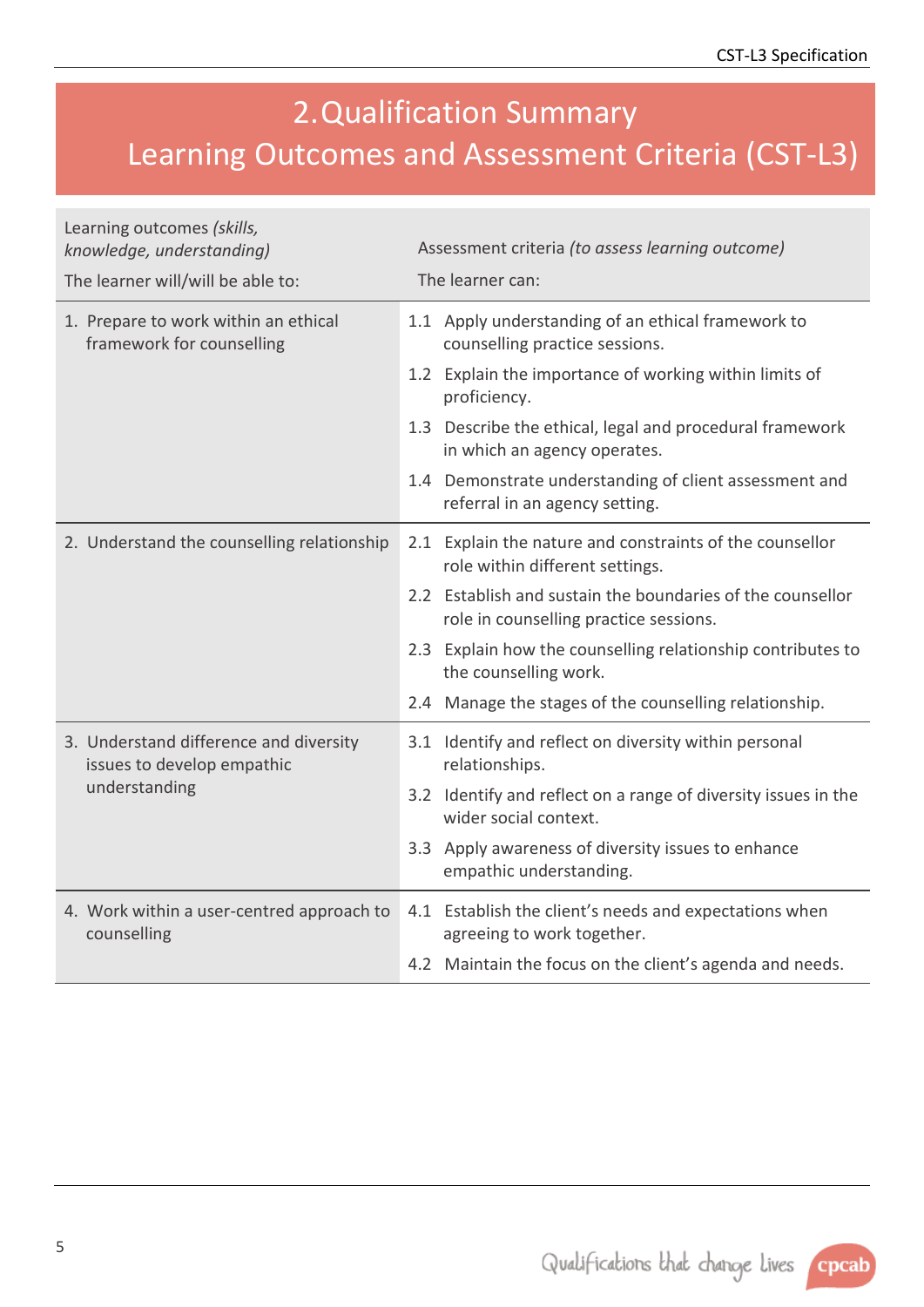# 2. Qualification Summary
# Learning Outcomes and Assessment Criteria (CST-L3)

| Learning outcomes *(skills, knowledge, understanding)* The learner will/will be able to: | Assessment criteria *(to assess learning outcome)* The learner can: |
|---|---|
| 1. Prepare to work within an ethical framework for counselling | 1.1 Apply understanding of an ethical framework to counselling practice sessions. |
| | 1.2 Explain the importance of working within limits of proficiency. |
| | 1.3 Describe the ethical, legal and procedural framework in which an agency operates. |
| | 1.4 Demonstrate understanding of client assessment and referral in an agency setting. |
| 2. Understand the counselling relationship | 2.1 Explain the nature and constraints of the counsellor role within different settings. |
| | 2.2 Establish and sustain the boundaries of the counsellor role in counselling practice sessions. |
| | 2.3 Explain how the counselling relationship contributes to the counselling work. |
| | 2.4 Manage the stages of the counselling relationship. |
| 3. Understand difference and diversity issues to develop empathic understanding | 3.1 Identify and reflect on diversity within personal relationships. |
| | 3.2 Identify and reflect on a range of diversity issues in the wider social context. |
| | 3.3 Apply awareness of diversity issues to enhance empathic understanding. |
| 4. Work within a user-centred approach to counselling | 4.1 Establish the client's needs and expectations when agreeing to work together. |
| | 4.2 Maintain the focus on the client's agenda and needs. |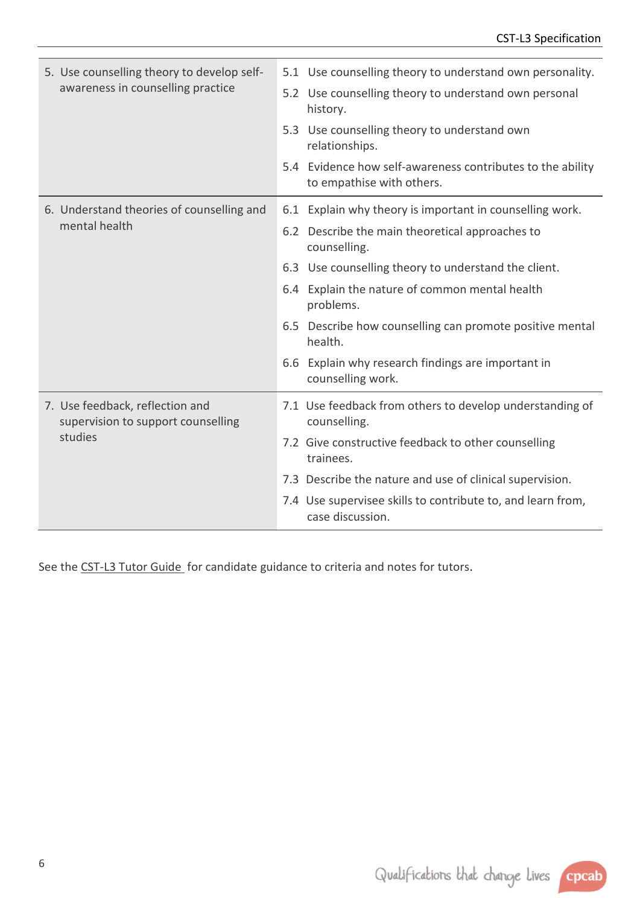| | |
|---|---|
| 5. Use counselling theory to develop self-awareness in counselling practice | 5.1 Use counselling theory to understand own personality.<br>5.2 Use counselling theory to understand own personal history.<br>5.3 Use counselling theory to understand own relationships.<br>5.4 Evidence how self-awareness contributes to the ability to empathise with others. |
| 6. Understand theories of counselling and mental health | 6.1 Explain why theory is important in counselling work.<br>6.2 Describe the main theoretical approaches to counselling.<br>6.3 Use counselling theory to understand the client.<br>6.4 Explain the nature of common mental health problems.<br>6.5 Describe how counselling can promote positive mental health.<br>6.6 Explain why research findings are important in counselling work. |
| 7. Use feedback, reflection and supervision to support counselling studies | 7.1 Use feedback from others to develop understanding of counselling.<br>7.2 Give constructive feedback to other counselling trainees.<br>7.3 Describe the nature and use of clinical supervision.<br>7.4 Use supervisee skills to contribute to, and learn from, case discussion. |

See the CST-L3 Tutor Guide for candidate guidance to criteria and notes for tutors.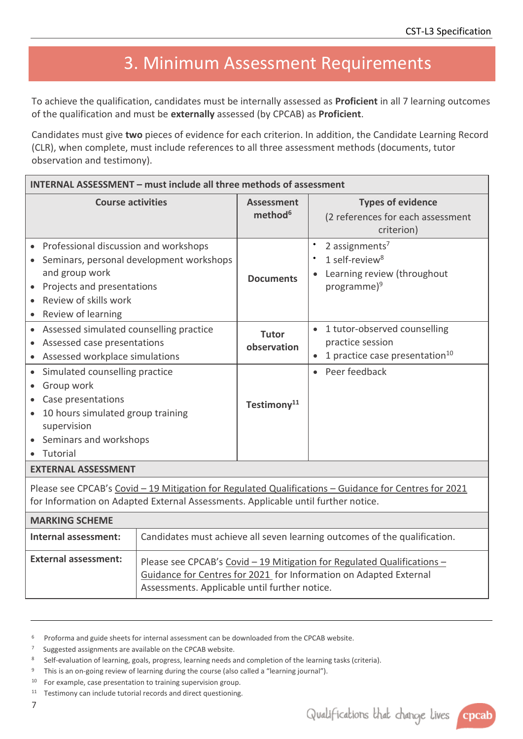# 3. Minimum Assessment Requirements

To achieve the qualification, candidates must be internally assessed as **Proficient** in all 7 learning outcomes of the qualification and must be **externally** assessed (by CPCAB) as **Proficient**.

Candidates must give **two** pieces of evidence for each criterion. In addition, the Candidate Learning Record (CLR), when complete, must include references to all three assessment methods (documents, tutor observation and testimony).

| **INTERNAL ASSESSMENT – must include all three methods of assessment** | | |
|---|---|---|
| **Course activities** | **Assessment method**[6] | **Types of evidence** (2 references for each assessment criterion) |
| • Professional discussion and workshops<br>• Seminars, personal development workshops and group work<br>• Projects and presentations<br>• Review of skills work<br>• Review of learning | **Documents** | • 2 assignments[7]<br>• 1 self-review[8]<br>• Learning review (throughout programme)[9] |
| • Assessed simulated counselling practice<br>• Assessed case presentations<br>• Assessed workplace simulations | **Tutor observation** | • 1 tutor-observed counselling practice session<br>• 1 practice case presentation[10] |
| • Simulated counselling practice<br>• Group work<br>• Case presentations<br>• 10 hours simulated group training supervision<br>• Seminars and workshops<br>• Tutorial | **Testimony**[11] | • Peer feedback |
| **EXTERNAL ASSESSMENT** | | |
| Please see CPCAB's Covid – 19 Mitigation for Regulated Qualifications – Guidance for Centres for 2021 for Information on Adapted External Assessments. Applicable until further notice. | | |
| **MARKING SCHEME** | | |
| **Internal assessment:** | Candidates must achieve all seven learning outcomes of the qualification. | |
| **External assessment:** | Please see CPCAB's Covid – 19 Mitigation for Regulated Qualifications – Guidance for Centres for 2021 for Information on Adapted External Assessments. Applicable until further notice. | |

[6] Proforma and guide sheets for internal assessment can be downloaded from the CPCAB website.
[7] Suggested assignments are available on the CPCAB website.
[8] Self-evaluation of learning, goals, progress, learning needs and completion of the learning tasks (criteria).
[9] This is an on-going review of learning during the course (also called a "learning journal").
[10] For example, case presentation to training supervision group.
[11] Testimony can include tutorial records and direct questioning.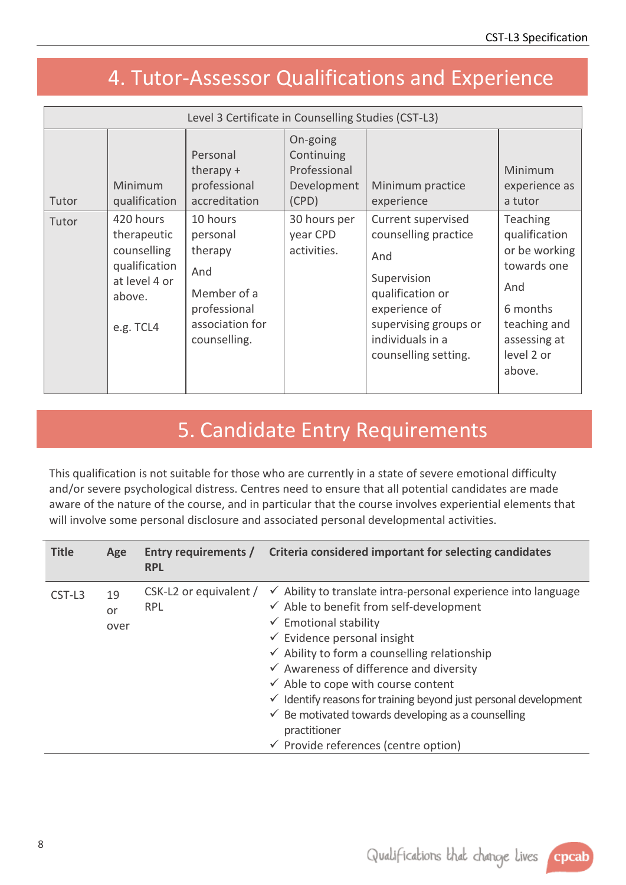## 4. Tutor-Assessor Qualifications and Experience

| Level 3 Certificate in Counselling Studies (CST-L3) | | | | | |
|---|---|---|---|---|---|
| Tutor | Minimum qualification | Personal therapy + professional accreditation | On-going Continuing Professional Development (CPD) | Minimum practice experience | Minimum experience as a tutor |
| Tutor | 420 hours therapeutic counselling qualification at level 4 or above.<br><br>e.g. TCL4 | 10 hours personal therapy<br><br>And<br><br>Member of a professional association for counselling. | 30 hours per year CPD activities. | Current supervised counselling practice<br><br>And<br><br>Supervision qualification or experience of supervising groups or individuals in a counselling setting. | Teaching qualification or be working towards one<br><br>And<br><br>6 months teaching and assessing at level 2 or above. |

## 5. Candidate Entry Requirements

This qualification is not suitable for those who are currently in a state of severe emotional difficulty and/or severe psychological distress. Centres need to ensure that all potential candidates are made aware of the nature of the course, and in particular that the course involves experiential elements that will involve some personal disclosure and associated personal developmental activities.

| Title | Age | Entry requirements / RPL | Criteria considered important for selecting candidates |
|---|---|---|---|
| CST-L3 | 19 or over | CSK-L2 or equivalent / RPL | ✓ Ability to translate intra-personal experience into language<br>✓ Able to benefit from self-development<br>✓ Emotional stability<br>✓ Evidence personal insight<br>✓ Ability to form a counselling relationship<br>✓ Awareness of difference and diversity<br>✓ Able to cope with course content<br>✓ Identify reasons for training beyond just personal development<br>✓ Be motivated towards developing as a counselling practitioner<br>✓ Provide references (centre option) |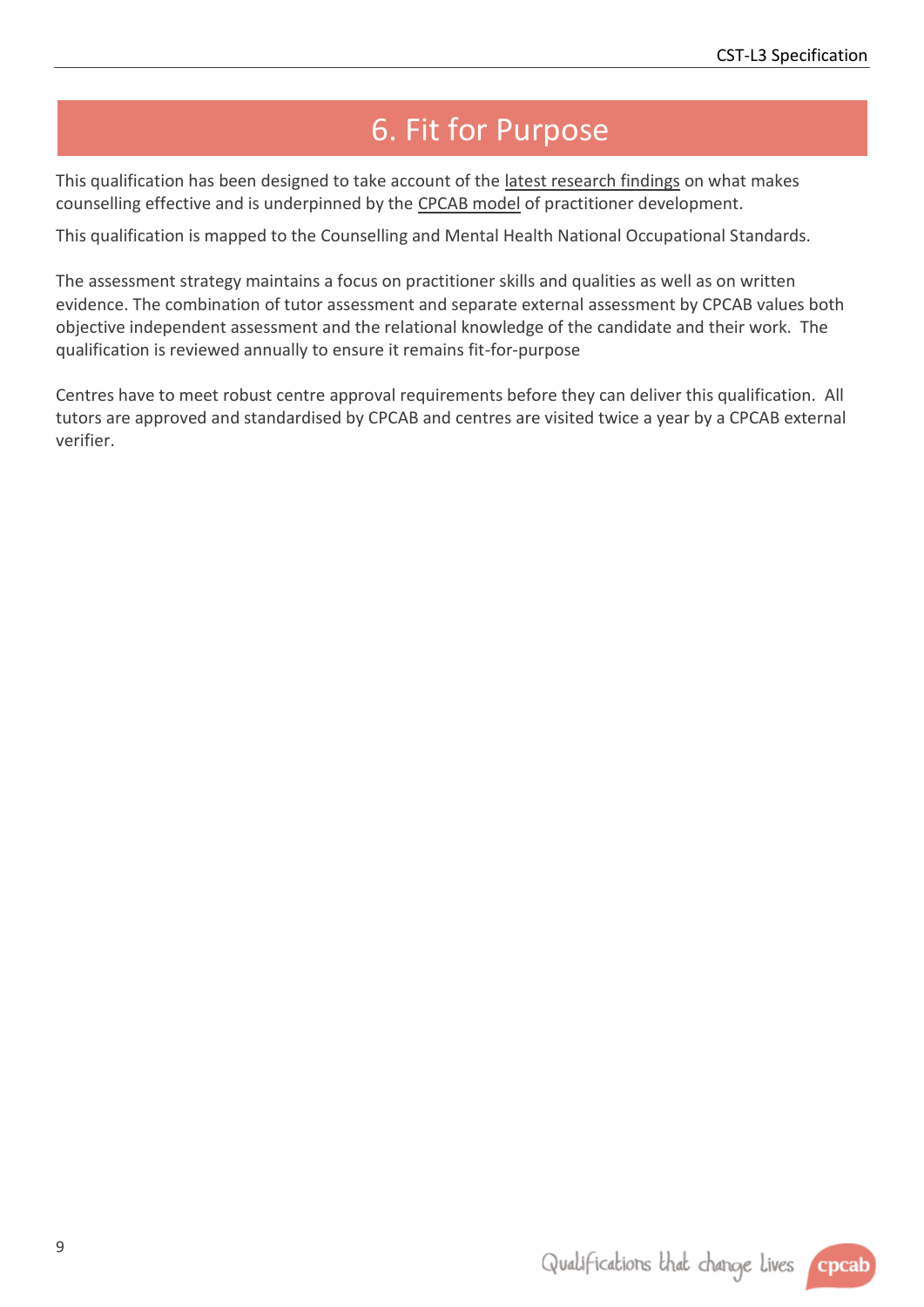# 6. Fit for Purpose

This qualification has been designed to take account of the latest research findings on what makes counselling effective and is underpinned by the CPCAB model of practitioner development.

This qualification is mapped to the Counselling and Mental Health National Occupational Standards.

The assessment strategy maintains a focus on practitioner skills and qualities as well as on written evidence. The combination of tutor assessment and separate external assessment by CPCAB values both objective independent assessment and the relational knowledge of the candidate and their work. The qualification is reviewed annually to ensure it remains fit-for-purpose

Centres have to meet robust centre approval requirements before they can deliver this qualification. All tutors are approved and standardised by CPCAB and centres are visited twice a year by a CPCAB external verifier.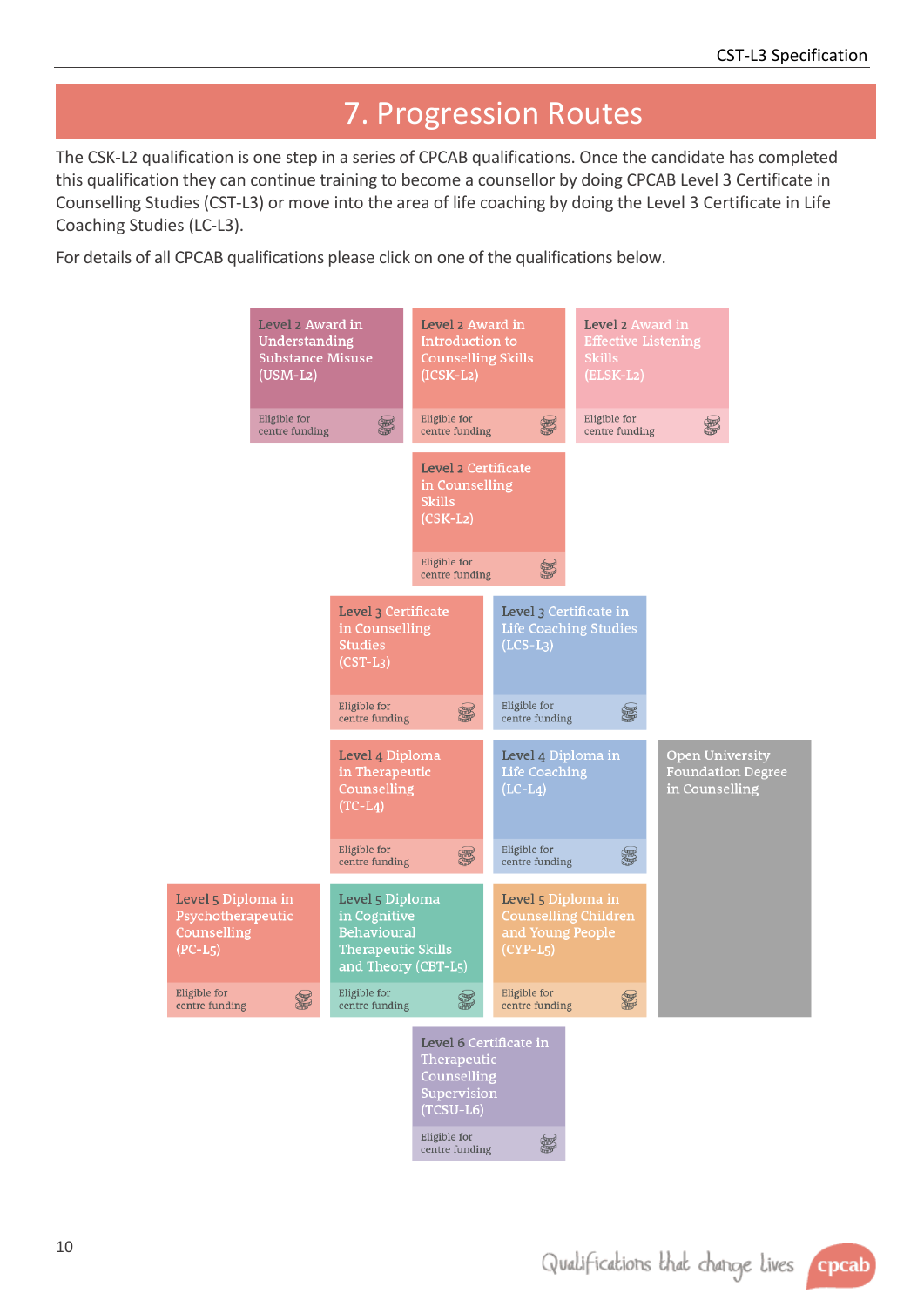# 7. Progression Routes

The CSK-L2 qualification is one step in a series of CPCAB qualifications. Once the candidate has completed this qualification they can continue training to become a counsellor by doing CPCAB Level 3 Certificate in Counselling Studies (CST-L3) or move into the area of life coaching by doing the Level 3 Certificate in Life Coaching Studies (LC-L3).

For details of all CPCAB qualifications please click on one of the qualifications below.

Level 2 Award in Understanding Substance Misuse (USM-L2)
Eligible for centre funding

Level 2 Award in Introduction to Counselling Skills (ICSK-L2)
Eligible for centre funding

Level 2 Award in Effective Listening Skills (ELSK-L2)
Eligible for centre funding

Level 2 Certificate in Counselling Skills (CSK-L2)
Eligible for centre funding

Level 3 Certificate in Counselling Studies (CST-L3)
Eligible for centre funding

Level 3 Certificate in Life Coaching Studies (LCS-L3)
Eligible for centre funding

Level 4 Diploma in Therapeutic Counselling (TC-L4)
Eligible for centre funding

Level 4 Diploma in Life Coaching (LC-L4)
Eligible for centre funding

Open University Foundation Degree in Counselling

Level 5 Diploma in Psychotherapeutic Counselling (PC-L5)
Eligible for centre funding

Level 5 Diploma in Cognitive Behavioural Therapeutic Skills and Theory (CBT-L5)
Eligible for centre funding

Level 5 Diploma in Counselling Children and Young People (CYP-L5)
Eligible for centre funding

Level 6 Certificate in Therapeutic Counselling Supervision (TCSU-L6)
Eligible for centre funding